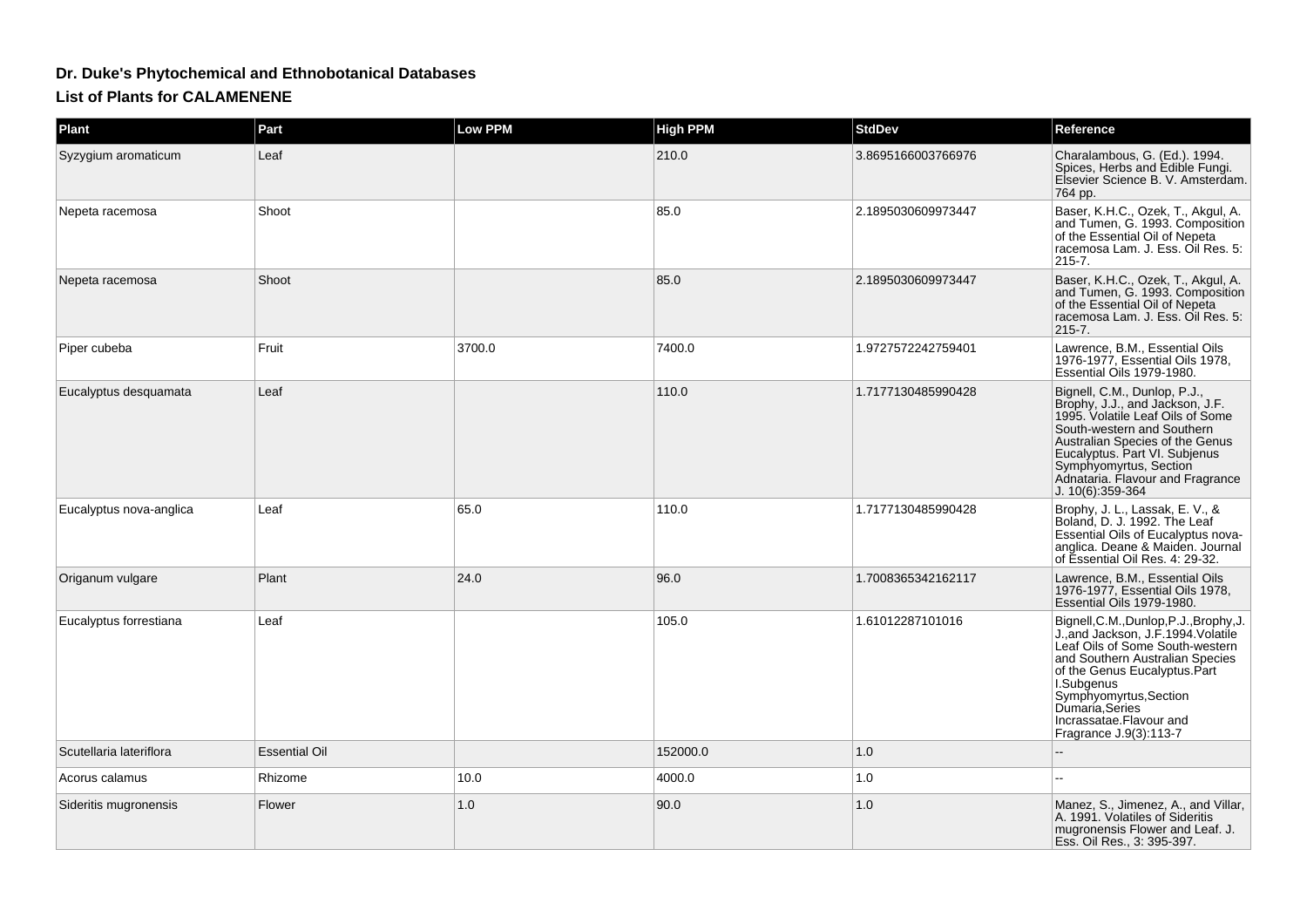# Dr. Duke's Phytochemical and Ethnobotanical Databases

## List of Plants for CALAMENENE

| Plant | Part | Low PPM | High PPM | StdDev | Reference |
|---|---|---|---|---|---|
| Syzygium aromaticum | Leaf | | 210.0 | 3.8695166003766976 | Charalambous, G. (Ed.). 1994. Spices, Herbs and Edible Fungi. Elsevier Science B. V. Amsterdam. 764 pp. |
| Nepeta racemosa | Shoot | | 85.0 | 2.1895030609973447 | Baser, K.H.C., Ozek, T., Akgul, A. and Tumen, G. 1993. Composition of the Essential Oil of Nepeta racemosa Lam. J. Ess. Oil Res. 5: 215-7. |
| Nepeta racemosa | Shoot | | 85.0 | 2.1895030609973447 | Baser, K.H.C., Ozek, T., Akgul, A. and Tumen, G. 1993. Composition of the Essential Oil of Nepeta racemosa Lam. J. Ess. Oil Res. 5: 215-7. |
| Piper cubeba | Fruit | 3700.0 | 7400.0 | 1.9727572242759401 | Lawrence, B.M., Essential Oils 1976-1977, Essential Oils 1978, Essential Oils 1979-1980. |
| Eucalyptus desquamata | Leaf | | 110.0 | 1.7177130485990428 | Bignell, C.M., Dunlop, P.J., Brophy, J.J., and Jackson, J.F. 1995. Volatile Leaf Oils of Some South-western and Southern Australian Species of the Genus Eucalyptus. Part VI. Subjenus Symphyomyrtus, Section Adnataria. Flavour and Fragrance J. 10(6):359-364 |
| Eucalyptus nova-anglica | Leaf | 65.0 | 110.0 | 1.7177130485990428 | Brophy, J. L., Lassak, E. V., & Boland, D. J. 1992. The Leaf Essential Oils of Eucalyptus nova-anglica. Deane & Maiden. Journal of Essential Oil Res. 4: 29-32. |
| Origanum vulgare | Plant | 24.0 | 96.0 | 1.7008365342162117 | Lawrence, B.M., Essential Oils 1976-1977, Essential Oils 1978, Essential Oils 1979-1980. |
| Eucalyptus forrestiana | Leaf | | 105.0 | 1.61012287101016 | Bignell,C.M.,Dunlop,P.J.,Brophy,J.J.,and Jackson, J.F.1994.Volatile Leaf Oils of Some South-western and Southern Australian Species of the Genus Eucalyptus.Part I.Subgenus Symphyomyrtus,Section Dumaria,Series Incrassatae.Flavour and Fragrance J.9(3):113-7 |
| Scutellaria lateriflora | Essential Oil | | 152000.0 | 1.0 | -- |
| Acorus calamus | Rhizome | 10.0 | 4000.0 | 1.0 | -- |
| Sideritis mugronensis | Flower | 1.0 | 90.0 | 1.0 | Manez, S., Jimenez, A., and Villar, A. 1991. Volatiles of Sideritis mugronensis Flower and Leaf. J. Ess. Oil Res., 3: 395-397. |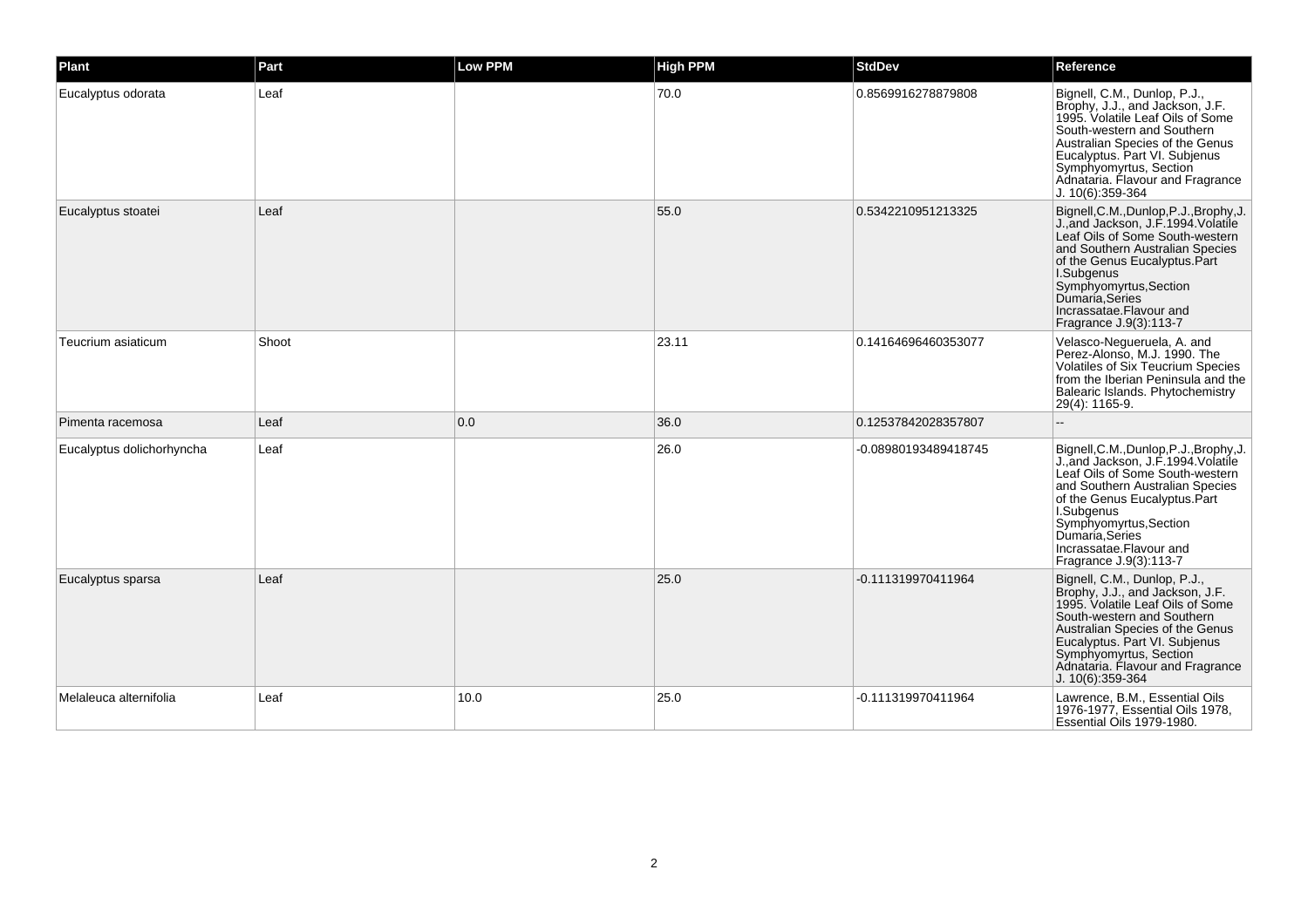| Plant | Part | Low PPM | High PPM | StdDev | Reference |
| --- | --- | --- | --- | --- | --- |
| Eucalyptus odorata | Leaf | | 70.0 | 0.8569916278879808 | Bignell, C.M., Dunlop, P.J., Brophy, J.J., and Jackson, J.F. 1995. Volatile Leaf Oils of Some South-western and Southern Australian Species of the Genus Eucalyptus. Part VI. Subjenus Symphyomyrtus, Section Adnataria. Flavour and Fragrance J. 10(6):359-364 |
| Eucalyptus stoatei | Leaf | | 55.0 | 0.5342210951213325 | Bignell,C.M.,Dunlop,P.J.,Brophy,J.J.,and Jackson, J.F.1994.Volatile Leaf Oils of Some South-western and Southern Australian Species of the Genus Eucalyptus.Part I.Subgenus Symphyomyrtus,Section Dumaria,Series Incrassatae.Flavour and Fragrance J.9(3):113-7 |
| Teucrium asiaticum | Shoot | | 23.11 | 0.14164696460353077 | Velasco-Negueruela, A. and Perez-Alonso, M.J. 1990. The Volatiles of Six Teucrium Species from the Iberian Peninsula and the Balearic Islands. Phytochemistry 29(4): 1165-9. |
| Pimenta racemosa | Leaf | 0.0 | 36.0 | 0.12537842028357807 | -- |
| Eucalyptus dolichorhyncha | Leaf | | 26.0 | -0.08980193489418745 | Bignell,C.M.,Dunlop,P.J.,Brophy,J.J.,and Jackson, J.F.1994.Volatile Leaf Oils of Some South-western and Southern Australian Species of the Genus Eucalyptus.Part I.Subgenus Symphyomyrtus,Section Dumaria,Series Incrassatae.Flavour and Fragrance J.9(3):113-7 |
| Eucalyptus sparsa | Leaf | | 25.0 | -0.111319970411964 | Bignell, C.M., Dunlop, P.J., Brophy, J.J., and Jackson, J.F. 1995. Volatile Leaf Oils of Some South-western and Southern Australian Species of the Genus Eucalyptus. Part VI. Subjenus Symphyomyrtus, Section Adnataria. Flavour and Fragrance J. 10(6):359-364 |
| Melaleuca alternifolia | Leaf | 10.0 | 25.0 | -0.111319970411964 | Lawrence, B.M., Essential Oils 1976-1977, Essential Oils 1978, Essential Oils 1979-1980. |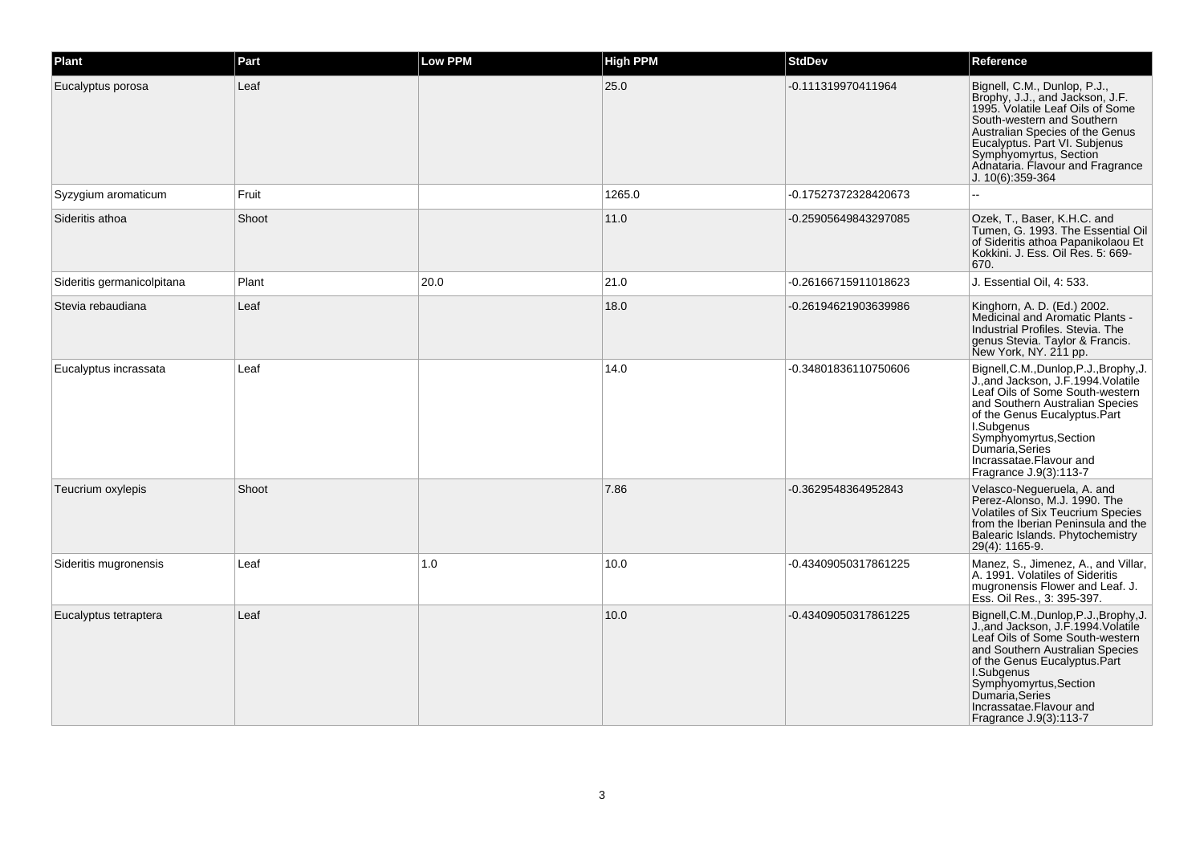| Plant | Part | Low PPM | High PPM | StdDev | Reference |
| --- | --- | --- | --- | --- | --- |
| Eucalyptus porosa | Leaf | | 25.0 | -0.111319970411964 | Bignell, C.M., Dunlop, P.J., Brophy, J.J., and Jackson, J.F. 1995. Volatile Leaf Oils of Some South-western and Southern Australian Species of the Genus Eucalyptus. Part VI. Subjenus Symphyomyrtus, Section Adnataria. Flavour and Fragrance J. 10(6):359-364 |
| Syzygium aromaticum | Fruit | | 1265.0 | -0.17527372328420673 | -- |
| Sideritis athoa | Shoot | | 11.0 | -0.25905649843297085 | Ozek, T., Baser, K.H.C. and Tumen, G. 1993. The Essential Oil of Sideritis athoa Papanikolaou Et Kokkini. J. Ess. Oil Res. 5: 669-670. |
| Sideritis germanicolpitana | Plant | 20.0 | 21.0 | -0.26166715911018623 | J. Essential Oil, 4: 533. |
| Stevia rebaudiana | Leaf | | 18.0 | -0.26194621903639986 | Kinghorn, A. D. (Ed.) 2002. Medicinal and Aromatic Plants - Industrial Profiles. Stevia. The genus Stevia. Taylor & Francis. New York, NY. 211 pp. |
| Eucalyptus incrassata | Leaf | | 14.0 | -0.34801836110750606 | Bignell,C.M.,Dunlop,P.J.,Brophy,J.J.,and Jackson, J.F.1994.Volatile Leaf Oils of Some South-western and Southern Australian Species of the Genus Eucalyptus.Part I.Subgenus Symphyomyrtus,Section Dumaria,Series Incrassatae.Flavour and Fragrance J.9(3):113-7 |
| Teucrium oxylepis | Shoot | | 7.86 | -0.3629548364952843 | Velasco-Negueruela, A. and Perez-Alonso, M.J. 1990. The Volatiles of Six Teucrium Species from the Iberian Peninsula and the Balearic Islands. Phytochemistry 29(4): 1165-9. |
| Sideritis mugronensis | Leaf | 1.0 | 10.0 | -0.43409050317861225 | Manez, S., Jimenez, A., and Villar, A. 1991. Volatiles of Sideritis mugronensis Flower and Leaf. J. Ess. Oil Res., 3: 395-397. |
| Eucalyptus tetraptera | Leaf | | 10.0 | -0.43409050317861225 | Bignell,C.M.,Dunlop,P.J.,Brophy,J.J.,and Jackson, J.F.1994.Volatile Leaf Oils of Some South-western and Southern Australian Species of the Genus Eucalyptus.Part I.Subgenus Symphyomyrtus,Section Dumaria,Series Incrassatae.Flavour and Fragrance J.9(3):113-7 |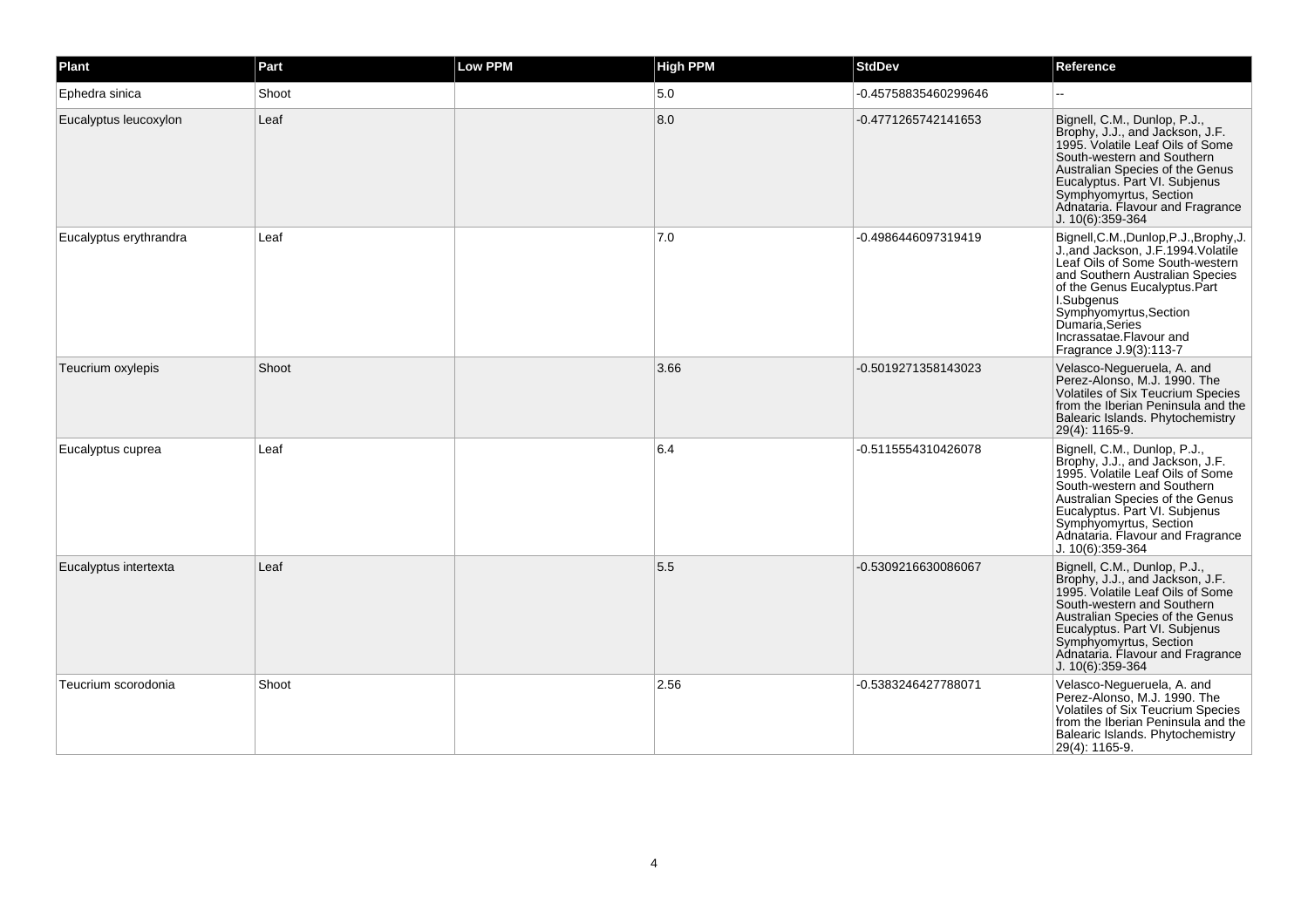| Plant | Part | Low PPM | High PPM | StdDev | Reference |
|---|---|---|---|---|---|
| Ephedra sinica | Shoot | | 5.0 | -0.45758835460299646 | -- |
| Eucalyptus leucoxylon | Leaf | | 8.0 | -0.4771265742141653 | Bignell, C.M., Dunlop, P.J., Brophy, J.J., and Jackson, J.F. 1995. Volatile Leaf Oils of Some South-western and Southern Australian Species of the Genus Eucalyptus. Part VI. Subjenus Symphyomyrtus, Section Adnataria. Flavour and Fragrance J. 10(6):359-364 |
| Eucalyptus erythrandra | Leaf | | 7.0 | -0.4986446097319419 | Bignell,C.M.,Dunlop,P.J.,Brophy,J.J.,and Jackson, J.F.1994.Volatile Leaf Oils of Some South-western and Southern Australian Species of the Genus Eucalyptus.Part I.Subgenus Symphyomyrtus,Section Dumaria,Series Incrassatae.Flavour and Fragrance J.9(3):113-7 |
| Teucrium oxylepis | Shoot | | 3.66 | -0.5019271358143023 | Velasco-Negueruela, A. and Perez-Alonso, M.J. 1990. The Volatiles of Six Teucrium Species from the Iberian Peninsula and the Balearic Islands. Phytochemistry 29(4): 1165-9. |
| Eucalyptus cuprea | Leaf | | 6.4 | -0.5115554310426078 | Bignell, C.M., Dunlop, P.J., Brophy, J.J., and Jackson, J.F. 1995. Volatile Leaf Oils of Some South-western and Southern Australian Species of the Genus Eucalyptus. Part VI. Subjenus Symphyomyrtus, Section Adnataria. Flavour and Fragrance J. 10(6):359-364 |
| Eucalyptus intertexta | Leaf | | 5.5 | -0.5309216630086067 | Bignell, C.M., Dunlop, P.J., Brophy, J.J., and Jackson, J.F. 1995. Volatile Leaf Oils of Some South-western and Southern Australian Species of the Genus Eucalyptus. Part VI. Subjenus Symphyomyrtus, Section Adnataria. Flavour and Fragrance J. 10(6):359-364 |
| Teucrium scorodonia | Shoot | | 2.56 | -0.5383246427788071 | Velasco-Negueruela, A. and Perez-Alonso, M.J. 1990. The Volatiles of Six Teucrium Species from the Iberian Peninsula and the Balearic Islands. Phytochemistry 29(4): 1165-9. |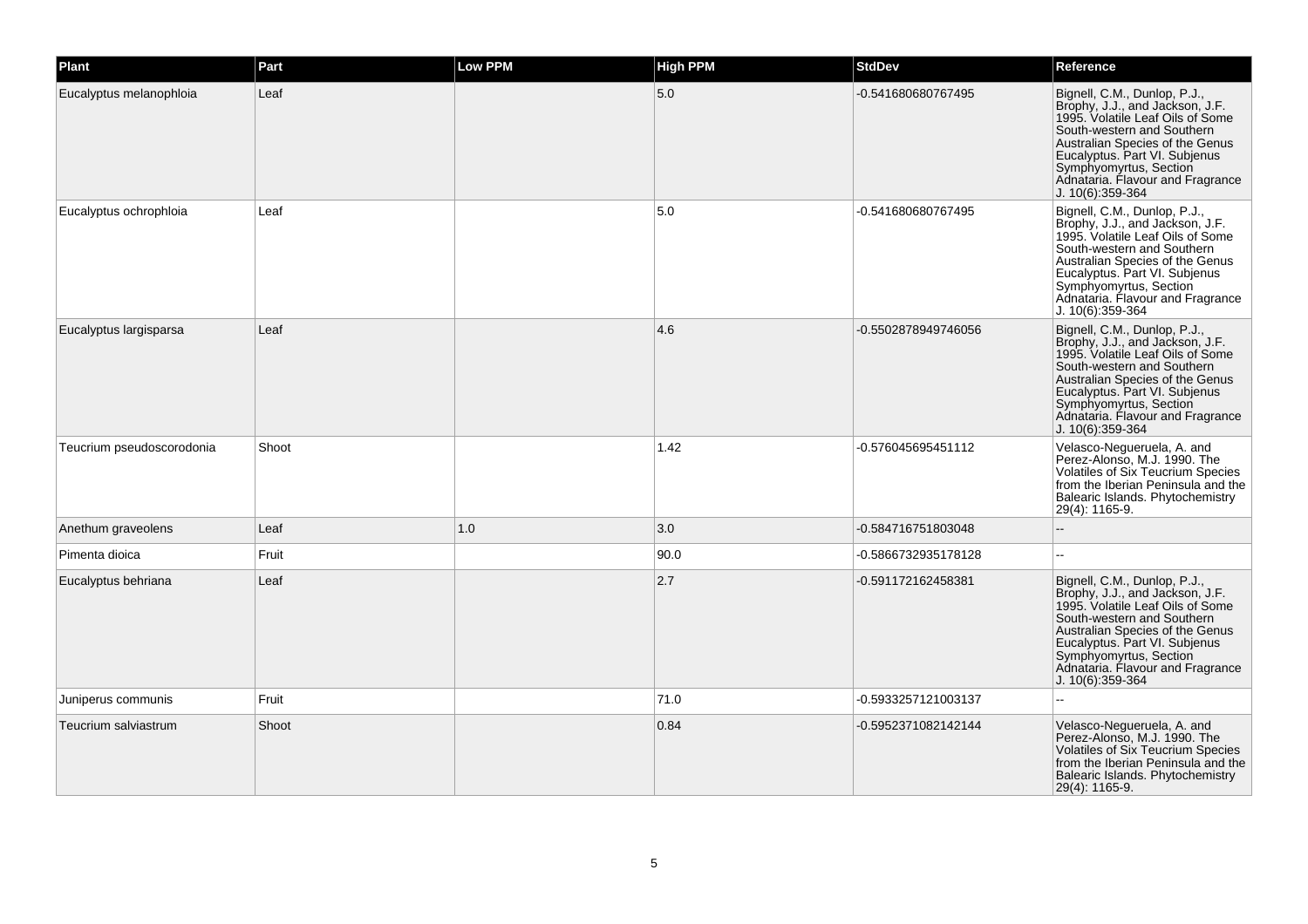| Plant | Part | Low PPM | High PPM | StdDev | Reference |
|---|---|---|---|---|---|
| Eucalyptus melanophloia | Leaf | | 5.0 | -0.541680680767495 | Bignell, C.M., Dunlop, P.J., Brophy, J.J., and Jackson, J.F. 1995. Volatile Leaf Oils of Some South-western and Southern Australian Species of the Genus Eucalyptus. Part VI. Subjenus Symphyomyrtus, Section Adnataria. Flavour and Fragrance J. 10(6):359-364 |
| Eucalyptus ochrophloia | Leaf | | 5.0 | -0.541680680767495 | Bignell, C.M., Dunlop, P.J., Brophy, J.J., and Jackson, J.F. 1995. Volatile Leaf Oils of Some South-western and Southern Australian Species of the Genus Eucalyptus. Part VI. Subjenus Symphyomyrtus, Section Adnataria. Flavour and Fragrance J. 10(6):359-364 |
| Eucalyptus largisparsa | Leaf | | 4.6 | -0.5502878949746056 | Bignell, C.M., Dunlop, P.J., Brophy, J.J., and Jackson, J.F. 1995. Volatile Leaf Oils of Some South-western and Southern Australian Species of the Genus Eucalyptus. Part VI. Subjenus Symphyomyrtus, Section Adnataria. Flavour and Fragrance J. 10(6):359-364 |
| Teucrium pseudoscorodonia | Shoot | | 1.42 | -0.576045695451112 | Velasco-Negueruela, A. and Perez-Alonso, M.J. 1990. The Volatiles of Six Teucrium Species from the Iberian Peninsula and the Balearic Islands. Phytochemistry 29(4): 1165-9. |
| Anethum graveolens | Leaf | 1.0 | 3.0 | -0.584716751803048 | -- |
| Pimenta dioica | Fruit | | 90.0 | -0.5866732935178128 | -- |
| Eucalyptus behriana | Leaf | | 2.7 | -0.591172162458381 | Bignell, C.M., Dunlop, P.J., Brophy, J.J., and Jackson, J.F. 1995. Volatile Leaf Oils of Some South-western and Southern Australian Species of the Genus Eucalyptus. Part VI. Subjenus Symphyomyrtus, Section Adnataria. Flavour and Fragrance J. 10(6):359-364 |
| Juniperus communis | Fruit | | 71.0 | -0.5933257121003137 | -- |
| Teucrium salviastrum | Shoot | | 0.84 | -0.5952371082142144 | Velasco-Negueruela, A. and Perez-Alonso, M.J. 1990. The Volatiles of Six Teucrium Species from the Iberian Peninsula and the Balearic Islands. Phytochemistry 29(4): 1165-9. |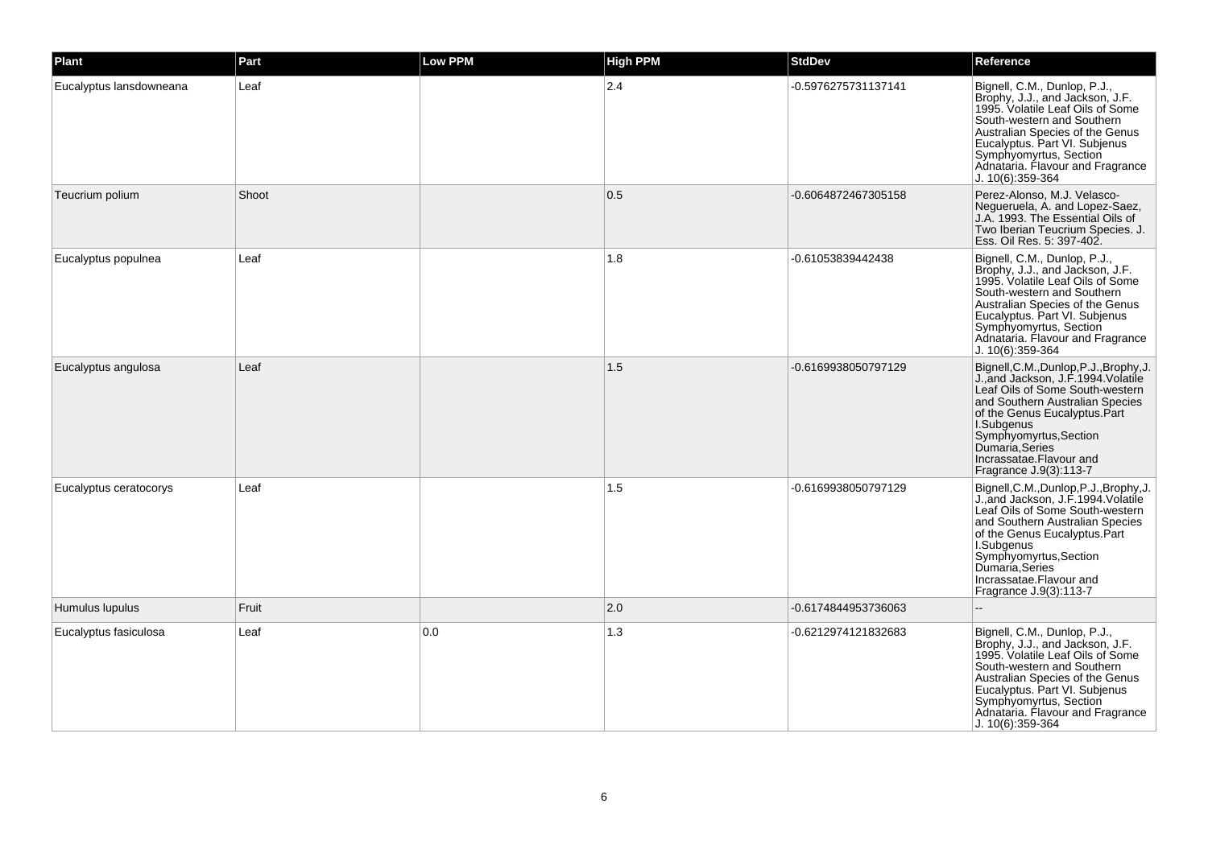| Plant | Part | Low PPM | High PPM | StdDev | Reference |
| --- | --- | --- | --- | --- | --- |
| Eucalyptus lansdowneana | Leaf | | 2.4 | -0.5976275731137141 | Bignell, C.M., Dunlop, P.J., Brophy, J.J., and Jackson, J.F. 1995. Volatile Leaf Oils of Some South-western and Southern Australian Species of the Genus Eucalyptus. Part VI. Subjenus Symphyomyrtus, Section Adnataria. Flavour and Fragrance J. 10(6):359-364 |
| Teucrium polium | Shoot | | 0.5 | -0.6064872467305158 | Perez-Alonso, M.J. Velasco-Negueruela, A. and Lopez-Saez, J.A. 1993. The Essential Oils of Two Iberian Teucrium Species. J. Ess. Oil Res. 5: 397-402. |
| Eucalyptus populnea | Leaf | | 1.8 | -0.61053839442438 | Bignell, C.M., Dunlop, P.J., Brophy, J.J., and Jackson, J.F. 1995. Volatile Leaf Oils of Some South-western and Southern Australian Species of the Genus Eucalyptus. Part VI. Subjenus Symphyomyrtus, Section Adnataria. Flavour and Fragrance J. 10(6):359-364 |
| Eucalyptus angulosa | Leaf | | 1.5 | -0.6169938050797129 | Bignell,C.M.,Dunlop,P.J.,Brophy,J.J.,and Jackson, J.F.1994.Volatile Leaf Oils of Some South-western and Southern Australian Species of the Genus Eucalyptus.Part I.Subgenus Symphyomyrtus,Section Dumaria,Series Incrassatae.Flavour and Fragrance J.9(3):113-7 |
| Eucalyptus ceratocorys | Leaf | | 1.5 | -0.6169938050797129 | Bignell,C.M.,Dunlop,P.J.,Brophy,J.J.,and Jackson, J.F.1994.Volatile Leaf Oils of Some South-western and Southern Australian Species of the Genus Eucalyptus.Part I.Subgenus Symphyomyrtus,Section Dumaria,Series Incrassatae.Flavour and Fragrance J.9(3):113-7 |
| Humulus lupulus | Fruit | | 2.0 | -0.6174844953736063 | -- |
| Eucalyptus fasiculosa | Leaf | 0.0 | 1.3 | -0.6212974121832683 | Bignell, C.M., Dunlop, P.J., Brophy, J.J., and Jackson, J.F. 1995. Volatile Leaf Oils of Some South-western and Southern Australian Species of the Genus Eucalyptus. Part VI. Subjenus Symphyomyrtus, Section Adnataria. Flavour and Fragrance J. 10(6):359-364 |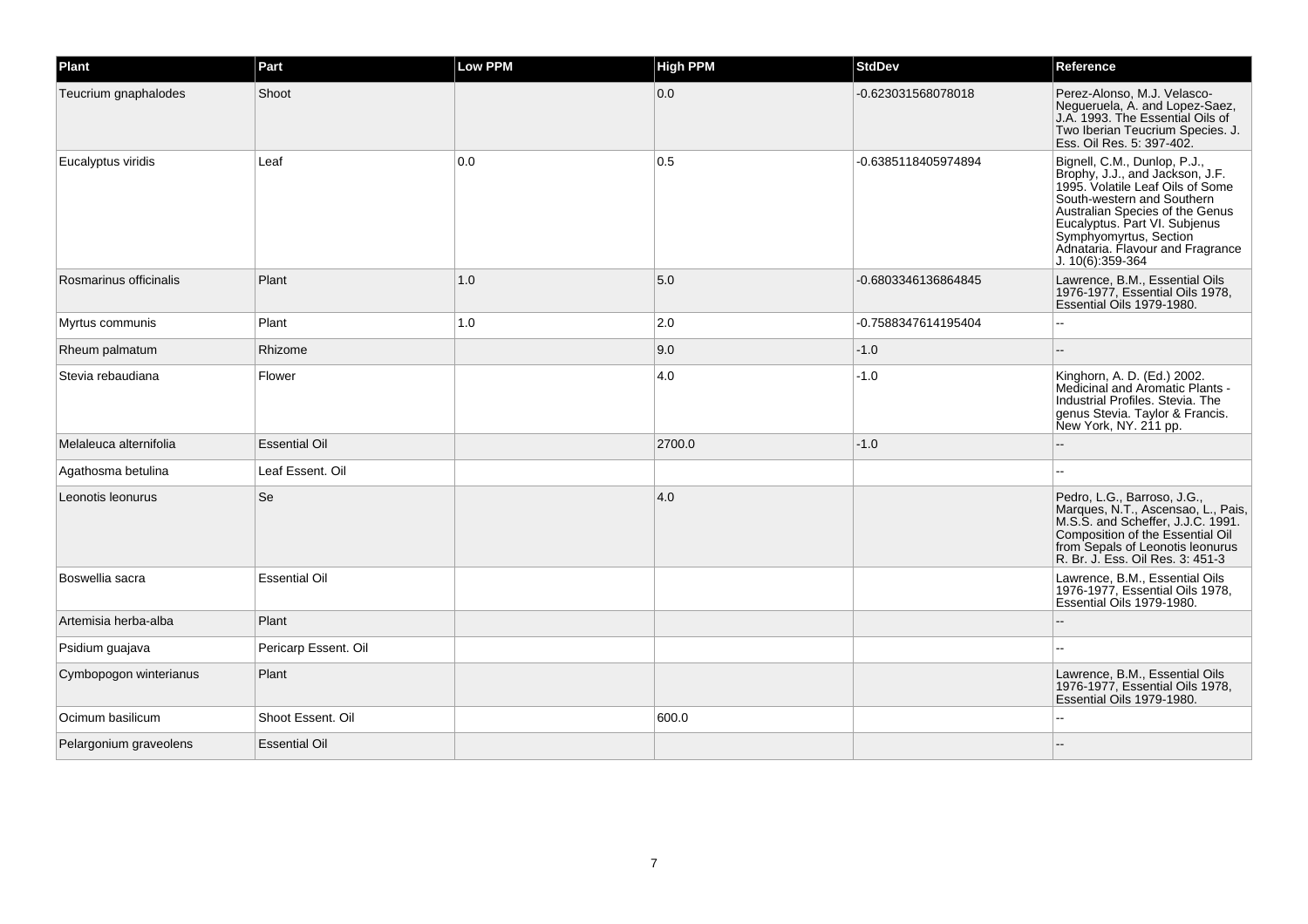| Plant | Part | Low PPM | High PPM | StdDev | Reference |
| --- | --- | --- | --- | --- | --- |
| Teucrium gnaphalodes | Shoot | | 0.0 | -0.623031568078018 | Perez-Alonso, M.J. Velasco-Negueruela, A. and Lopez-Saez, J.A. 1993. The Essential Oils of Two Iberian Teucrium Species. J. Ess. Oil Res. 5: 397-402. |
| Eucalyptus viridis | Leaf | 0.0 | 0.5 | -0.6385118405974894 | Bignell, C.M., Dunlop, P.J., Brophy, J.J., and Jackson, J.F. 1995. Volatile Leaf Oils of Some South-western and Southern Australian Species of the Genus Eucalyptus. Part VI. Subjenus Symphyomyrtus, Section Adnataria. Flavour and Fragrance J. 10(6):359-364 |
| Rosmarinus officinalis | Plant | 1.0 | 5.0 | -0.6803346136864845 | Lawrence, B.M., Essential Oils 1976-1977, Essential Oils 1978, Essential Oils 1979-1980. |
| Myrtus communis | Plant | 1.0 | 2.0 | -0.7588347614195404 | -- |
| Rheum palmatum | Rhizome | | 9.0 | -1.0 | -- |
| Stevia rebaudiana | Flower | | 4.0 | -1.0 | Kinghorn, A. D. (Ed.) 2002. Medicinal and Aromatic Plants - Industrial Profiles. Stevia. The genus Stevia. Taylor & Francis. New York, NY. 211 pp. |
| Melaleuca alternifolia | Essential Oil | | 2700.0 | -1.0 | -- |
| Agathosma betulina | Leaf Essent. Oil | | | | -- |
| Leonotis leonurus | Se | | 4.0 | | Pedro, L.G., Barroso, J.G., Marques, N.T., Ascensao, L., Pais, M.S.S. and Scheffer, J.J.C. 1991. Composition of the Essential Oil from Sepals of Leonotis leonurus R. Br. J. Ess. Oil Res. 3: 451-3 |
| Boswellia sacra | Essential Oil | | | | Lawrence, B.M., Essential Oils 1976-1977, Essential Oils 1978, Essential Oils 1979-1980. |
| Artemisia herba-alba | Plant | | | | -- |
| Psidium guajava | Pericarp Essent. Oil | | | | -- |
| Cymbopogon winterianus | Plant | | | | Lawrence, B.M., Essential Oils 1976-1977, Essential Oils 1978, Essential Oils 1979-1980. |
| Ocimum basilicum | Shoot Essent. Oil | | 600.0 | | -- |
| Pelargonium graveolens | Essential Oil | | | | -- |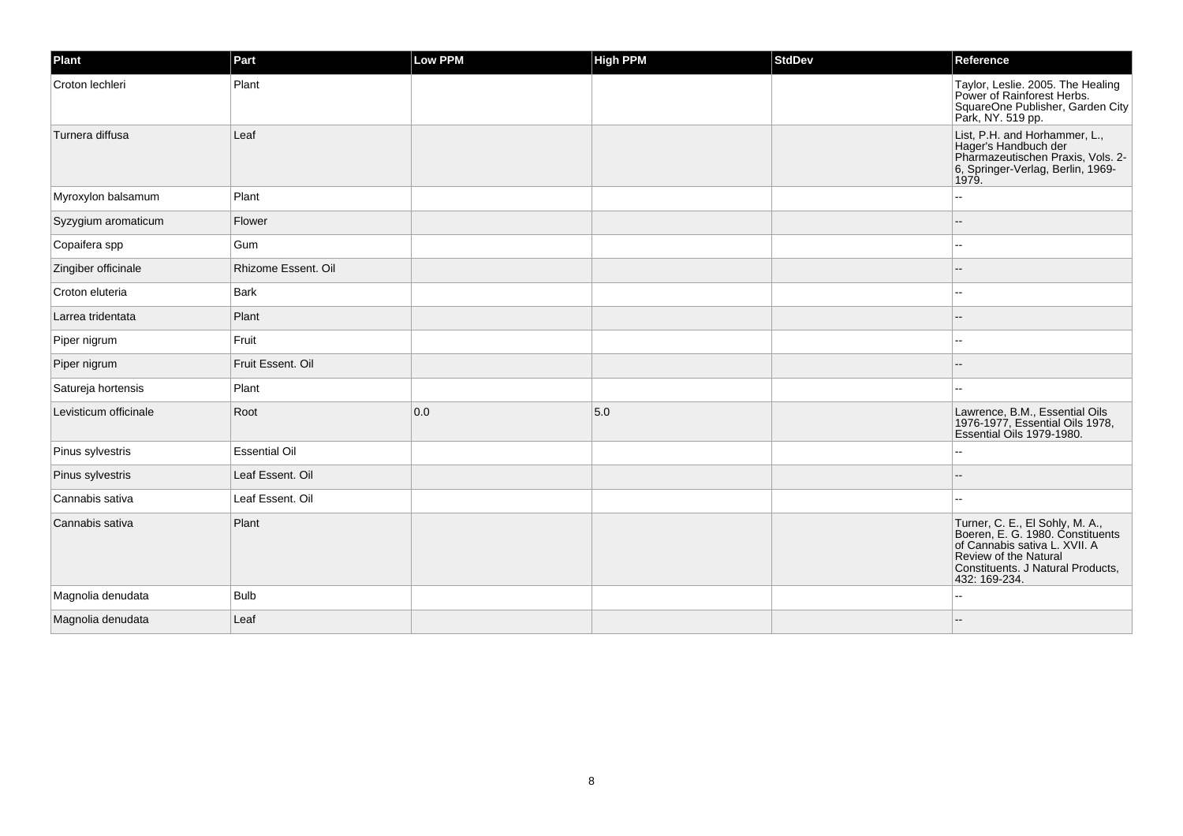| Plant | Part | Low PPM | High PPM | StdDev | Reference |
| --- | --- | --- | --- | --- | --- |
| Croton lechleri | Plant | | | | Taylor, Leslie. 2005. The Healing Power of Rainforest Herbs. SquareOne Publisher, Garden City Park, NY. 519 pp. |
| Turnera diffusa | Leaf | | | | List, P.H. and Horhammer, L., Hager's Handbuch der Pharmazeutischen Praxis, Vols. 2-6, Springer-Verlag, Berlin, 1969-1979. |
| Myroxylon balsamum | Plant | | | | -- |
| Syzygium aromaticum | Flower | | | | -- |
| Copaifera spp | Gum | | | | -- |
| Zingiber officinale | Rhizome Essent. Oil | | | | -- |
| Croton eluteria | Bark | | | | -- |
| Larrea tridentata | Plant | | | | -- |
| Piper nigrum | Fruit | | | | -- |
| Piper nigrum | Fruit Essent. Oil | | | | -- |
| Satureja hortensis | Plant | | | | -- |
| Levisticum officinale | Root | 0.0 | 5.0 | | Lawrence, B.M., Essential Oils 1976-1977, Essential Oils 1978, Essential Oils 1979-1980. |
| Pinus sylvestris | Essential Oil | | | | -- |
| Pinus sylvestris | Leaf Essent. Oil | | | | -- |
| Cannabis sativa | Leaf Essent. Oil | | | | -- |
| Cannabis sativa | Plant | | | | Turner, C. E., El Sohly, M. A., Boeren, E. G. 1980. Constituents of Cannabis sativa L. XVII. A Review of the Natural Constituents. J Natural Products, 432: 169-234. |
| Magnolia denudata | Bulb | | | | -- |
| Magnolia denudata | Leaf | | | | -- |